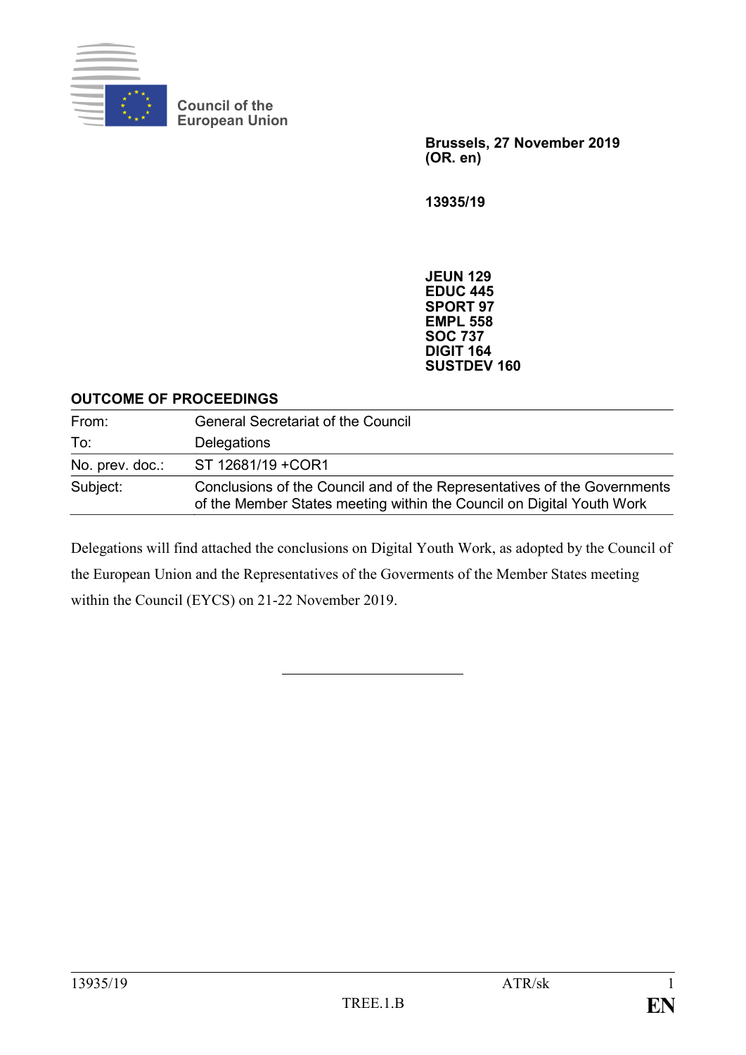Council of the European Union

**Brussels, 27 November 2019**
**(OR. en)**

**13935/19**

**JEUN 129**
**EDUC 445**
**SPORT 97**
**EMPL 558**
**SOC 737**
**DIGIT 164**
**SUSTDEV 160**

**OUTCOME OF PROCEEDINGS**

| | |
|---|---|
| From: | General Secretariat of the Council |
| To: | Delegations |
| No. prev. doc.: | ST 12681/19 +COR1 |
| Subject: | Conclusions of the Council and of the Representatives of the Governments of the Member States meeting within the Council on Digital Youth Work |

Delegations will find attached the conclusions on Digital Youth Work, as adopted by the Council of the European Union and the Representatives of the Goverments of the Member States meeting within the Council (EYCS) on 21-22 November 2019.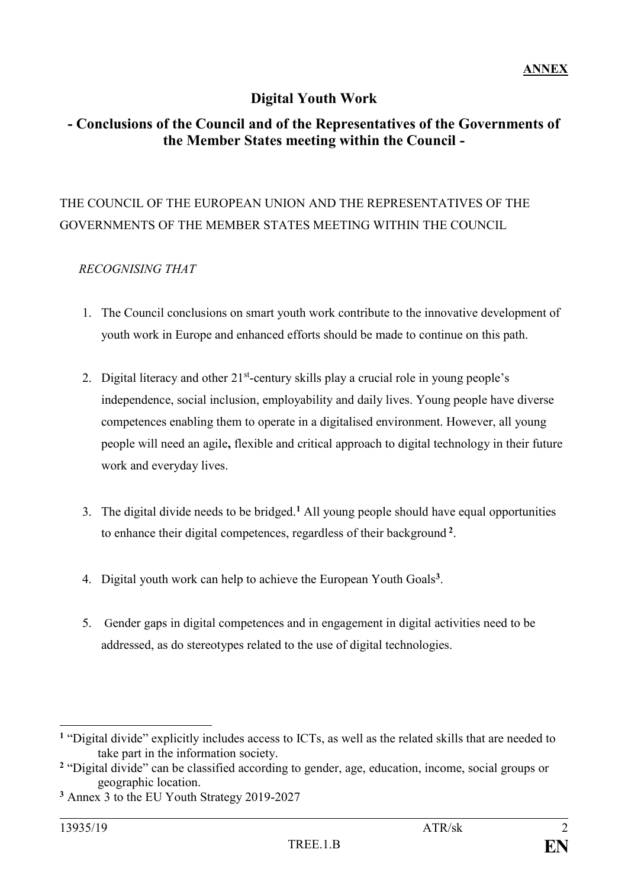**ANNEX**

# Digital Youth Work

## - Conclusions of the Council and of the Representatives of the Governments of the Member States meeting within the Council -

THE COUNCIL OF THE EUROPEAN UNION AND THE REPRESENTATIVES OF THE GOVERNMENTS OF THE MEMBER STATES MEETING WITHIN THE COUNCIL

*RECOGNISING THAT*

1. The Council conclusions on smart youth work contribute to the innovative development of youth work in Europe and enhanced efforts should be made to continue on this path.

2. Digital literacy and other 21st-century skills play a crucial role in young people's independence, social inclusion, employability and daily lives. Young people have diverse competences enabling them to operate in a digitalised environment. However, all young people will need an agile**,** flexible and critical approach to digital technology in their future work and everyday lives.

3. The digital divide needs to be bridged.[1] All young people should have equal opportunities to enhance their digital competences, regardless of their background [2].

4. Digital youth work can help to achieve the European Youth Goals[3].

5. Gender gaps in digital competences and in engagement in digital activities need to be addressed, as do stereotypes related to the use of digital technologies.

---

[1] "Digital divide" explicitly includes access to ICTs, as well as the related skills that are needed to take part in the information society.

[2] "Digital divide" can be classified according to gender, age, education, income, social groups or geographic location.

[3] Annex 3 to the EU Youth Strategy 2019-2027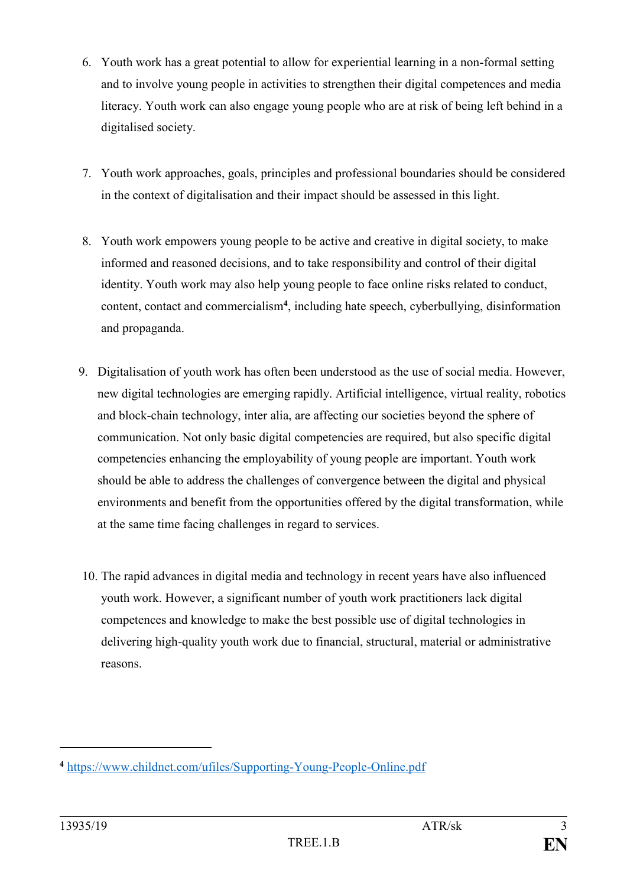6. Youth work has a great potential to allow for experiential learning in a non-formal setting and to involve young people in activities to strengthen their digital competences and media literacy. Youth work can also engage young people who are at risk of being left behind in a digitalised society.

7. Youth work approaches, goals, principles and professional boundaries should be considered in the context of digitalisation and their impact should be assessed in this light.

8. Youth work empowers young people to be active and creative in digital society, to make informed and reasoned decisions, and to take responsibility and control of their digital identity. Youth work may also help young people to face online risks related to conduct, content, contact and commercialism[4], including hate speech, cyberbullying, disinformation and propaganda.

9. Digitalisation of youth work has often been understood as the use of social media. However, new digital technologies are emerging rapidly. Artificial intelligence, virtual reality, robotics and block-chain technology, inter alia, are affecting our societies beyond the sphere of communication. Not only basic digital competencies are required, but also specific digital competencies enhancing the employability of young people are important. Youth work should be able to address the challenges of convergence between the digital and physical environments and benefit from the opportunities offered by the digital transformation, while at the same time facing challenges in regard to services.

10. The rapid advances in digital media and technology in recent years have also influenced youth work. However, a significant number of youth work practitioners lack digital competences and knowledge to make the best possible use of digital technologies in delivering high-quality youth work due to financial, structural, material or administrative reasons.

---

[4] https://www.childnet.com/ufiles/Supporting-Young-People-Online.pdf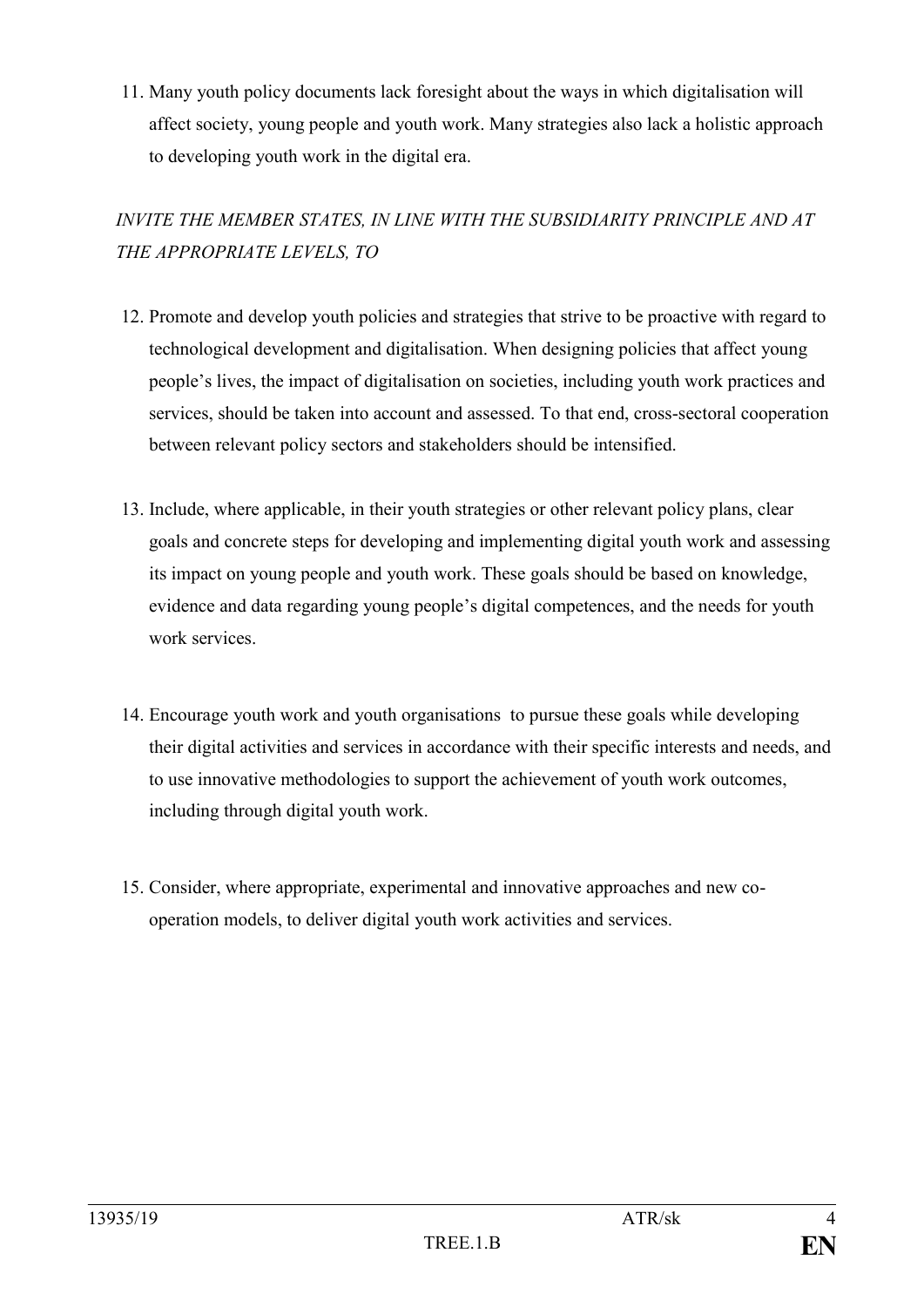11. Many youth policy documents lack foresight about the ways in which digitalisation will affect society, young people and youth work. Many strategies also lack a holistic approach to developing youth work in the digital era.

*INVITE THE MEMBER STATES, IN LINE WITH THE SUBSIDIARITY PRINCIPLE AND AT THE APPROPRIATE LEVELS, TO*

12. Promote and develop youth policies and strategies that strive to be proactive with regard to technological development and digitalisation. When designing policies that affect young people's lives, the impact of digitalisation on societies, including youth work practices and services, should be taken into account and assessed. To that end, cross-sectoral cooperation between relevant policy sectors and stakeholders should be intensified.

13. Include, where applicable, in their youth strategies or other relevant policy plans, clear goals and concrete steps for developing and implementing digital youth work and assessing its impact on young people and youth work. These goals should be based on knowledge, evidence and data regarding young people's digital competences, and the needs for youth work services.

14. Encourage youth work and youth organisations to pursue these goals while developing their digital activities and services in accordance with their specific interests and needs, and to use innovative methodologies to support the achievement of youth work outcomes, including through digital youth work.

15. Consider, where appropriate, experimental and innovative approaches and new co-operation models, to deliver digital youth work activities and services.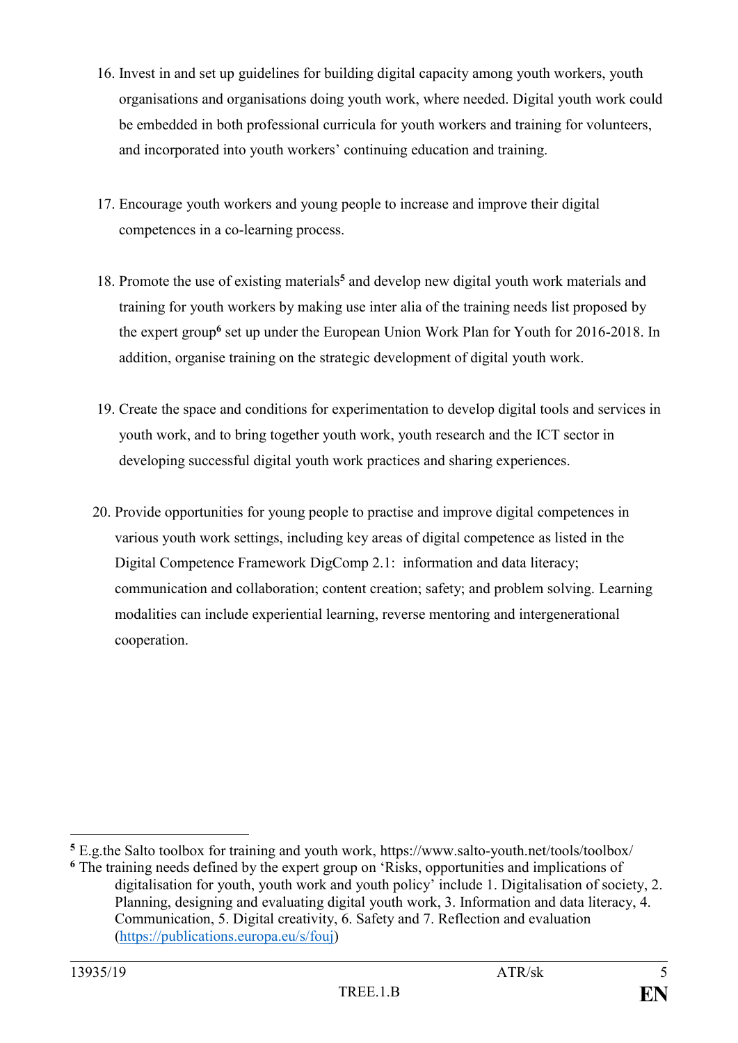16. Invest in and set up guidelines for building digital capacity among youth workers, youth organisations and organisations doing youth work, where needed. Digital youth work could be embedded in both professional curricula for youth workers and training for volunteers, and incorporated into youth workers' continuing education and training.

17. Encourage youth workers and young people to increase and improve their digital competences in a co-learning process.

18. Promote the use of existing materials[5] and develop new digital youth work materials and training for youth workers by making use inter alia of the training needs list proposed by the expert group[6] set up under the European Union Work Plan for Youth for 2016-2018. In addition, organise training on the strategic development of digital youth work.

19. Create the space and conditions for experimentation to develop digital tools and services in youth work, and to bring together youth work, youth research and the ICT sector in developing successful digital youth work practices and sharing experiences.

20. Provide opportunities for young people to practise and improve digital competences in various youth work settings, including key areas of digital competence as listed in the Digital Competence Framework DigComp 2.1: information and data literacy; communication and collaboration; content creation; safety; and problem solving. Learning modalities can include experiential learning, reverse mentoring and intergenerational cooperation.

---

[5] E.g.the Salto toolbox for training and youth work, https://www.salto-youth.net/tools/toolbox/

[6] The training needs defined by the expert group on 'Risks, opportunities and implications of digitalisation for youth, youth work and youth policy' include 1. Digitalisation of society, 2. Planning, designing and evaluating digital youth work, 3. Information and data literacy, 4. Communication, 5. Digital creativity, 6. Safety and 7. Reflection and evaluation (https://publications.europa.eu/s/fouj)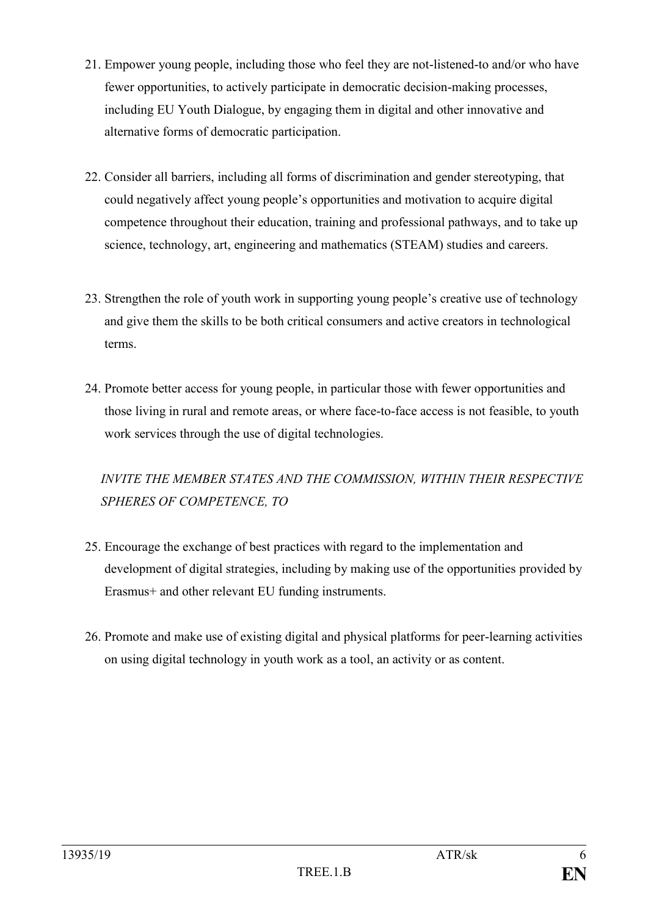21. Empower young people, including those who feel they are not-listened-to and/or who have fewer opportunities, to actively participate in democratic decision-making processes, including EU Youth Dialogue, by engaging them in digital and other innovative and alternative forms of democratic participation.

22. Consider all barriers, including all forms of discrimination and gender stereotyping, that could negatively affect young people's opportunities and motivation to acquire digital competence throughout their education, training and professional pathways, and to take up science, technology, art, engineering and mathematics (STEAM) studies and careers.

23. Strengthen the role of youth work in supporting young people's creative use of technology and give them the skills to be both critical consumers and active creators in technological terms.

24. Promote better access for young people, in particular those with fewer opportunities and those living in rural and remote areas, or where face-to-face access is not feasible, to youth work services through the use of digital technologies.

*INVITE THE MEMBER STATES AND THE COMMISSION, WITHIN THEIR RESPECTIVE SPHERES OF COMPETENCE, TO*

25. Encourage the exchange of best practices with regard to the implementation and development of digital strategies, including by making use of the opportunities provided by Erasmus+ and other relevant EU funding instruments.

26. Promote and make use of existing digital and physical platforms for peer-learning activities on using digital technology in youth work as a tool, an activity or as content.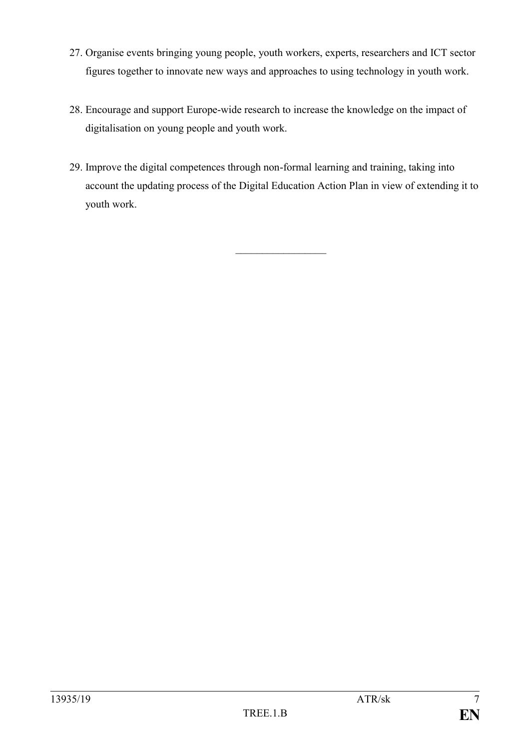27. Organise events bringing young people, youth workers, experts, researchers and ICT sector figures together to innovate new ways and approaches to using technology in youth work.

28. Encourage and support Europe-wide research to increase the knowledge on the impact of digitalisation on young people and youth work.

29. Improve the digital competences through non-formal learning and training, taking into account the updating process of the Digital Education Action Plan in view of extending it to youth work.

_________________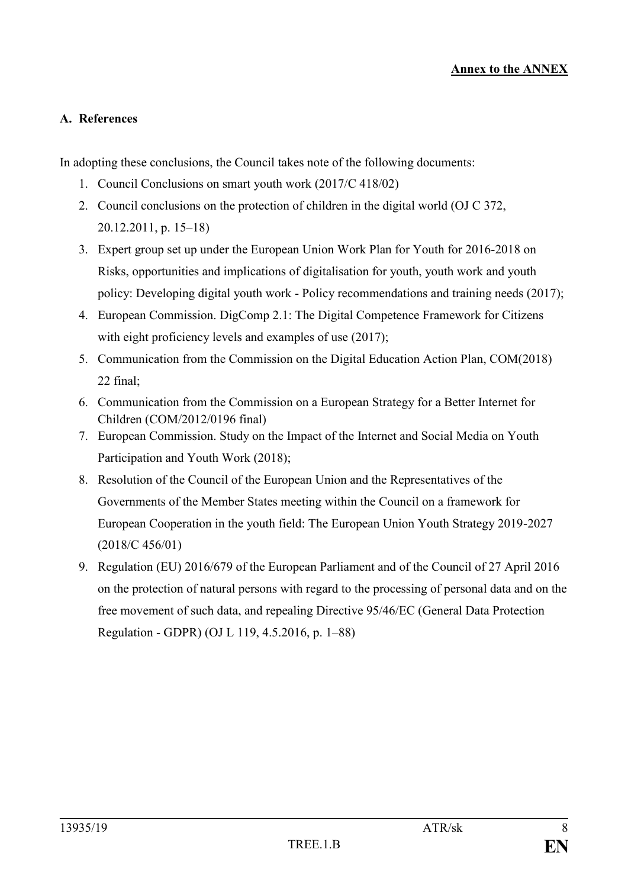**Annex to the ANNEX**

## A. References

In adopting these conclusions, the Council takes note of the following documents:

1. Council Conclusions on smart youth work (2017/C 418/02)
2. Council conclusions on the protection of children in the digital world (OJ C 372, 20.12.2011, p. 15–18)
3. Expert group set up under the European Union Work Plan for Youth for 2016-2018 on Risks, opportunities and implications of digitalisation for youth, youth work and youth policy: Developing digital youth work - Policy recommendations and training needs (2017);
4. European Commission. DigComp 2.1: The Digital Competence Framework for Citizens with eight proficiency levels and examples of use (2017);
5. Communication from the Commission on the Digital Education Action Plan, COM(2018) 22 final;
6. Communication from the Commission on a European Strategy for a Better Internet for Children (COM/2012/0196 final)
7. European Commission. Study on the Impact of the Internet and Social Media on Youth Participation and Youth Work (2018);
8. Resolution of the Council of the European Union and the Representatives of the Governments of the Member States meeting within the Council on a framework for European Cooperation in the youth field: The European Union Youth Strategy 2019-2027 (2018/C 456/01)
9. Regulation (EU) 2016/679 of the European Parliament and of the Council of 27 April 2016 on the protection of natural persons with regard to the processing of personal data and on the free movement of such data, and repealing Directive 95/46/EC (General Data Protection Regulation - GDPR) (OJ L 119, 4.5.2016, p. 1–88)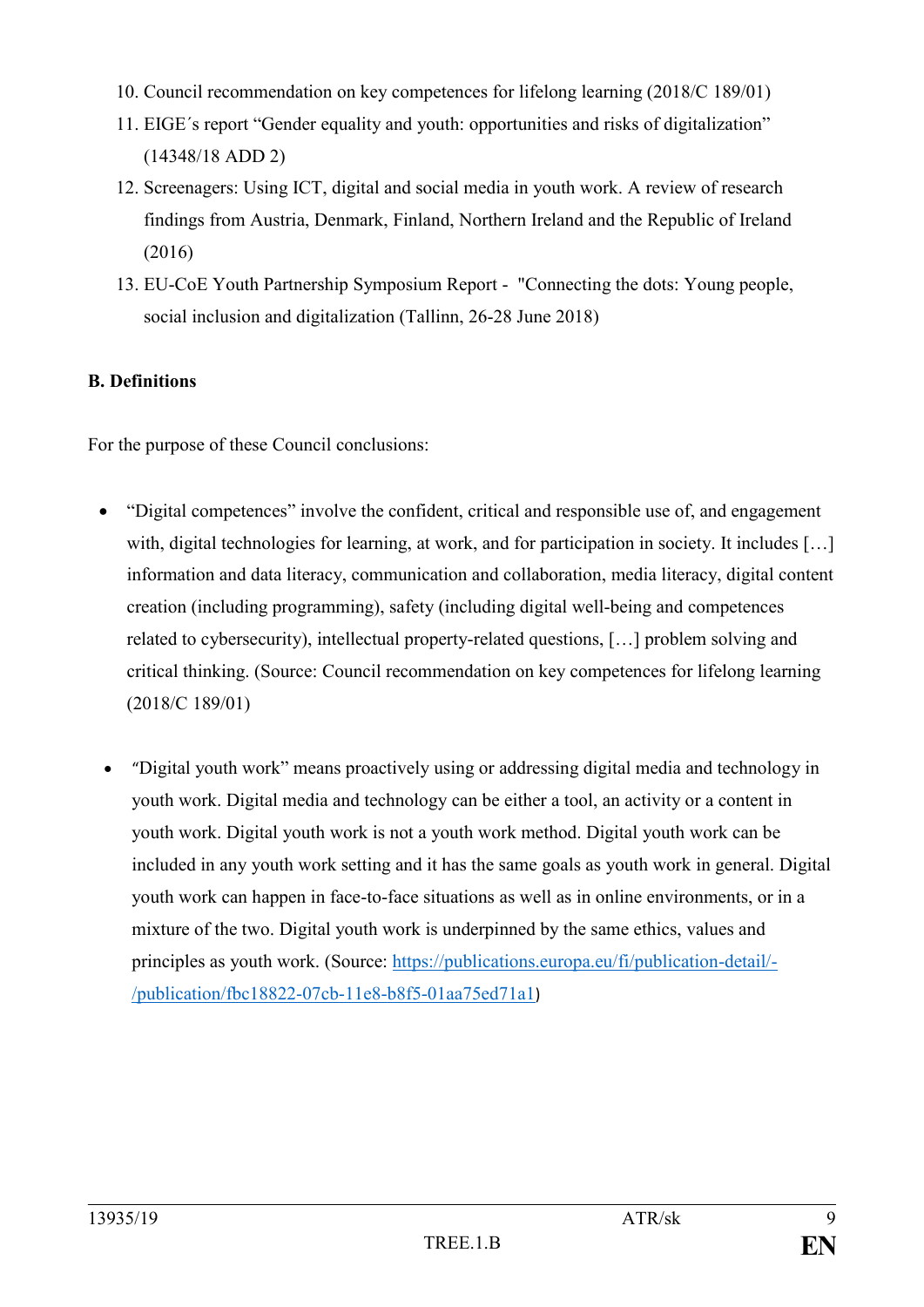10. Council recommendation on key competences for lifelong learning (2018/C 189/01)
11. EIGE´s report "Gender equality and youth: opportunities and risks of digitalization" (14348/18 ADD 2)
12. Screenagers: Using ICT, digital and social media in youth work. A review of research findings from Austria, Denmark, Finland, Northern Ireland and the Republic of Ireland (2016)
13. EU-CoE Youth Partnership Symposium Report - "Connecting the dots: Young people, social inclusion and digitalization (Tallinn, 26-28 June 2018)

**B. Definitions**

For the purpose of these Council conclusions:

- "Digital competences" involve the confident, critical and responsible use of, and engagement with, digital technologies for learning, at work, and for participation in society. It includes […] information and data literacy, communication and collaboration, media literacy, digital content creation (including programming), safety (including digital well-being and competences related to cybersecurity), intellectual property-related questions, […] problem solving and critical thinking. (Source: Council recommendation on key competences for lifelong learning (2018/C 189/01)

- "Digital youth work" means proactively using or addressing digital media and technology in youth work. Digital media and technology can be either a tool, an activity or a content in youth work. Digital youth work is not a youth work method. Digital youth work can be included in any youth work setting and it has the same goals as youth work in general. Digital youth work can happen in face-to-face situations as well as in online environments, or in a mixture of the two. Digital youth work is underpinned by the same ethics, values and principles as youth work. (Source: https://publications.europa.eu/fi/publication-detail/-/publication/fbc18822-07cb-11e8-b8f5-01aa75ed71a1)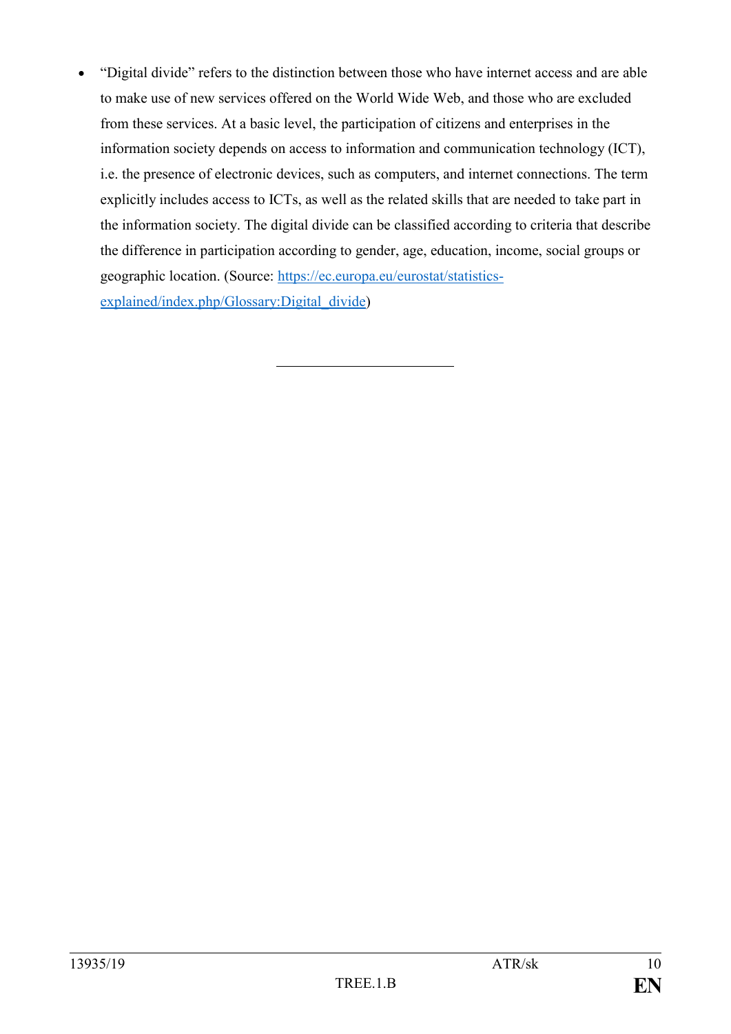- "Digital divide" refers to the distinction between those who have internet access and are able to make use of new services offered on the World Wide Web, and those who are excluded from these services. At a basic level, the participation of citizens and enterprises in the information society depends on access to information and communication technology (ICT), i.e. the presence of electronic devices, such as computers, and internet connections. The term explicitly includes access to ICTs, as well as the related skills that are needed to take part in the information society. The digital divide can be classified according to criteria that describe the difference in participation according to gender, age, education, income, social groups or geographic location. (Source: [https://ec.europa.eu/eurostat/statistics-explained/index.php/Glossary:Digital_divide](https://ec.europa.eu/eurostat/statistics-explained/index.php/Glossary:Digital_divide))